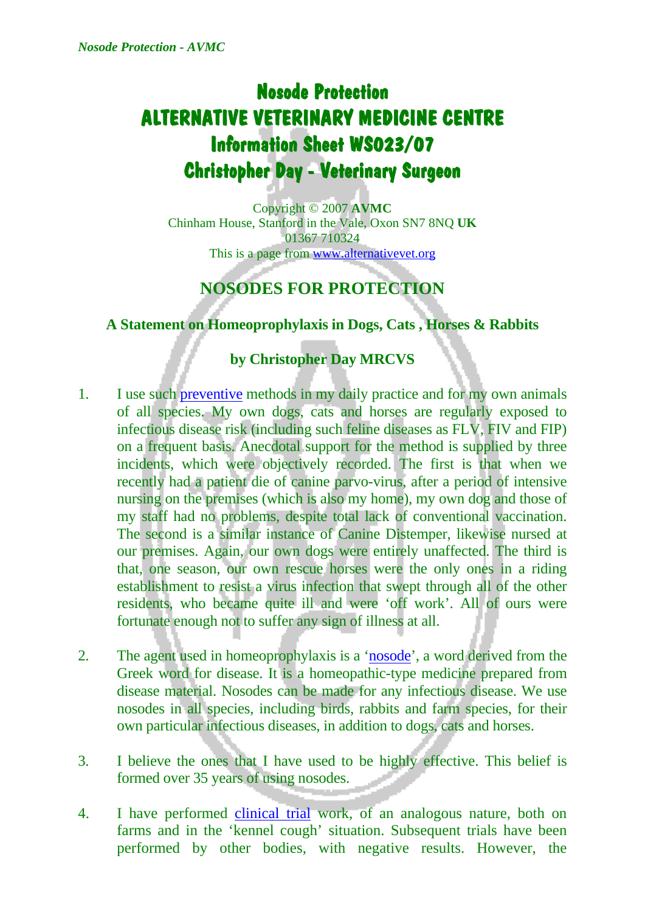# Nosode Protection
# ALTERNATIVE VETERINARY MEDICINE CENTRE
# Information Sheet WS023/07
# Christopher Day - Veterinary Surgeon

Copyright © 2007 **AVMC**
Chinham House, Stanford in the Vale, Oxon SN7 8NQ **UK**
01367 710324
This is a page from www.alternativevet.org

## NOSODES FOR PROTECTION

### A Statement on Homeoprophylaxis in Dogs, Cats , Horses & Rabbits

### by Christopher Day MRCVS

1. I use such preventive methods in my daily practice and for my own animals of all species. My own dogs, cats and horses are regularly exposed to infectious disease risk (including such feline diseases as FLV, FIV and FIP) on a frequent basis. Anecdotal support for the method is supplied by three incidents, which were objectively recorded. The first is that when we recently had a patient die of canine parvo-virus, after a period of intensive nursing on the premises (which is also my home), my own dog and those of my staff had no problems, despite total lack of conventional vaccination. The second is a similar instance of Canine Distemper, likewise nursed at our premises. Again, our own dogs were entirely unaffected. The third is that, one season, our own rescue horses were the only ones in a riding establishment to resist a virus infection that swept through all of the other residents, who became quite ill and were 'off work'. All of ours were fortunate enough not to suffer any sign of illness at all.

2. The agent used in homeoprophylaxis is a 'nosode', a word derived from the Greek word for disease. It is a homeopathic-type medicine prepared from disease material. Nosodes can be made for any infectious disease. We use nosodes in all species, including birds, rabbits and farm species, for their own particular infectious diseases, in addition to dogs, cats and horses.

3. I believe the ones that I have used to be highly effective. This belief is formed over 35 years of using nosodes.

4. I have performed clinical trial work, of an analogous nature, both on farms and in the 'kennel cough' situation. Subsequent trials have been performed by other bodies, with negative results. However, the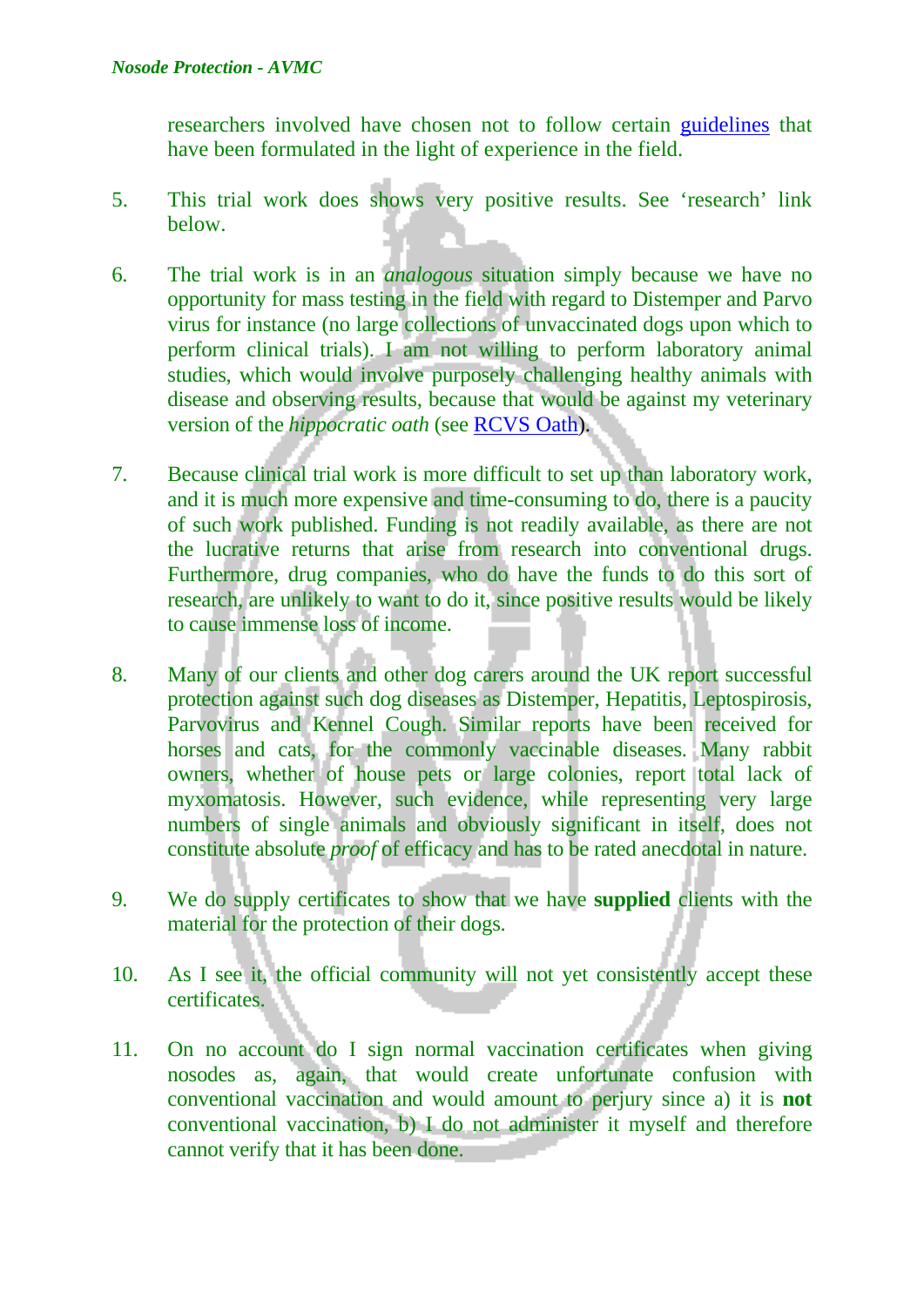researchers involved have chosen not to follow certain guidelines that have been formulated in the light of experience in the field.

5. This trial work does shows very positive results. See ‘research’ link below.

6. The trial work is in an *analogous* situation simply because we have no opportunity for mass testing in the field with regard to Distemper and Parvo virus for instance (no large collections of unvaccinated dogs upon which to perform clinical trials). I am not willing to perform laboratory animal studies, which would involve purposely challenging healthy animals with disease and observing results, because that would be against my veterinary version of the *hippocratic oath* (see RCVS Oath).

7. Because clinical trial work is more difficult to set up than laboratory work, and it is much more expensive and time-consuming to do, there is a paucity of such work published. Funding is not readily available, as there are not the lucrative returns that arise from research into conventional drugs. Furthermore, drug companies, who do have the funds to do this sort of research, are unlikely to want to do it, since positive results would be likely to cause immense loss of income.

8. Many of our clients and other dog carers around the UK report successful protection against such dog diseases as Distemper, Hepatitis, Leptospirosis, Parvovirus and Kennel Cough. Similar reports have been received for horses and cats, for the commonly vaccinable diseases. Many rabbit owners, whether of house pets or large colonies, report total lack of myxomatosis. However, such evidence, while representing very large numbers of single animals and obviously significant in itself, does not constitute absolute *proof* of efficacy and has to be rated anecdotal in nature.

9. We do supply certificates to show that we have **supplied** clients with the material for the protection of their dogs.

10. As I see it, the official community will not yet consistently accept these certificates.

11. On no account do I sign normal vaccination certificates when giving nosodes as, again, that would create unfortunate confusion with conventional vaccination and would amount to perjury since a) it is **not** conventional vaccination, b) I do not administer it myself and therefore cannot verify that it has been done.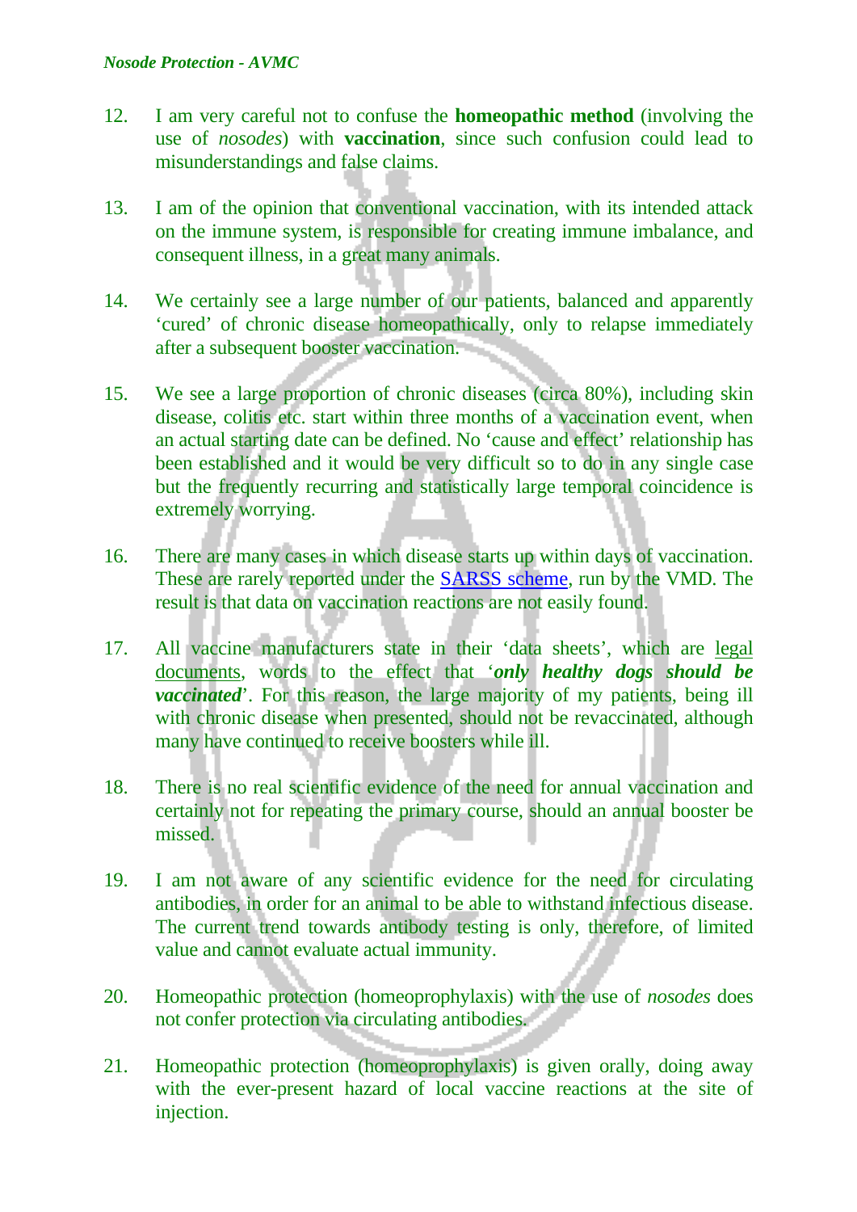12. I am very careful not to confuse the **homeopathic method** (involving the use of *nosodes*) with **vaccination**, since such confusion could lead to misunderstandings and false claims.

13. I am of the opinion that conventional vaccination, with its intended attack on the immune system, is responsible for creating immune imbalance, and consequent illness, in a great many animals.

14. We certainly see a large number of our patients, balanced and apparently 'cured' of chronic disease homeopathically, only to relapse immediately after a subsequent booster vaccination.

15. We see a large proportion of chronic diseases (circa 80%), including skin disease, colitis etc. start within three months of a vaccination event, when an actual starting date can be defined. No 'cause and effect' relationship has been established and it would be very difficult so to do in any single case but the frequently recurring and statistically large temporal coincidence is extremely worrying.

16. There are many cases in which disease starts up within days of vaccination. These are rarely reported under the SARSS scheme, run by the VMD. The result is that data on vaccination reactions are not easily found.

17. All vaccine manufacturers state in their 'data sheets', which are legal documents, words to the effect that '***only healthy dogs should be vaccinated***'. For this reason, the large majority of my patients, being ill with chronic disease when presented, should not be revaccinated, although many have continued to receive boosters while ill.

18. There is no real scientific evidence of the need for annual vaccination and certainly not for repeating the primary course, should an annual booster be missed.

19. I am not aware of any scientific evidence for the need for circulating antibodies, in order for an animal to be able to withstand infectious disease. The current trend towards antibody testing is only, therefore, of limited value and cannot evaluate actual immunity.

20. Homeopathic protection (homeoprophylaxis) with the use of *nosodes* does not confer protection via circulating antibodies.

21. Homeopathic protection (homeoprophylaxis) is given orally, doing away with the ever-present hazard of local vaccine reactions at the site of injection.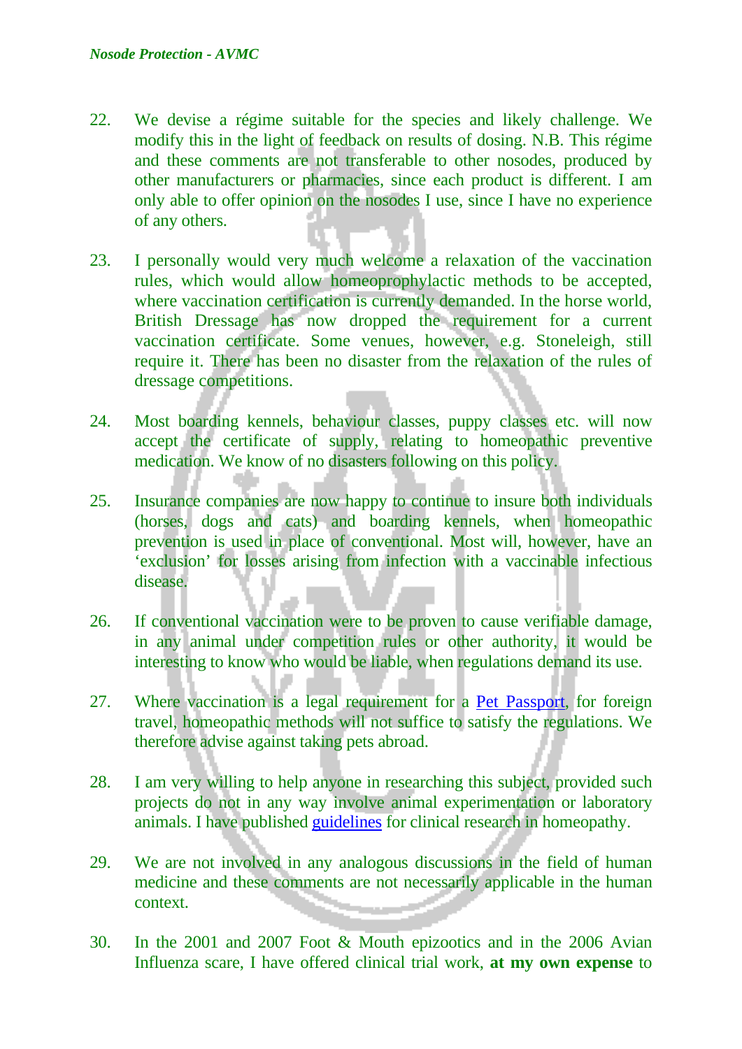22. We devise a régime suitable for the species and likely challenge. We modify this in the light of feedback on results of dosing. N.B. This régime and these comments are not transferable to other nosodes, produced by other manufacturers or pharmacies, since each product is different. I am only able to offer opinion on the nosodes I use, since I have no experience of any others.

23. I personally would very much welcome a relaxation of the vaccination rules, which would allow homeoprophylactic methods to be accepted, where vaccination certification is currently demanded. In the horse world, British Dressage has now dropped the requirement for a current vaccination certificate. Some venues, however, e.g. Stoneleigh, still require it. There has been no disaster from the relaxation of the rules of dressage competitions.

24. Most boarding kennels, behaviour classes, puppy classes etc. will now accept the certificate of supply, relating to homeopathic preventive medication. We know of no disasters following on this policy.

25. Insurance companies are now happy to continue to insure both individuals (horses, dogs and cats) and boarding kennels, when homeopathic prevention is used in place of conventional. Most will, however, have an 'exclusion' for losses arising from infection with a vaccinable infectious disease.

26. If conventional vaccination were to be proven to cause verifiable damage, in any animal under competition rules or other authority, it would be interesting to know who would be liable, when regulations demand its use.

27. Where vaccination is a legal requirement for a Pet Passport, for foreign travel, homeopathic methods will not suffice to satisfy the regulations. We therefore advise against taking pets abroad.

28. I am very willing to help anyone in researching this subject, provided such projects do not in any way involve animal experimentation or laboratory animals. I have published guidelines for clinical research in homeopathy.

29. We are not involved in any analogous discussions in the field of human medicine and these comments are not necessarily applicable in the human context.

30. In the 2001 and 2007 Foot & Mouth epizootics and in the 2006 Avian Influenza scare, I have offered clinical trial work, **at my own expense** to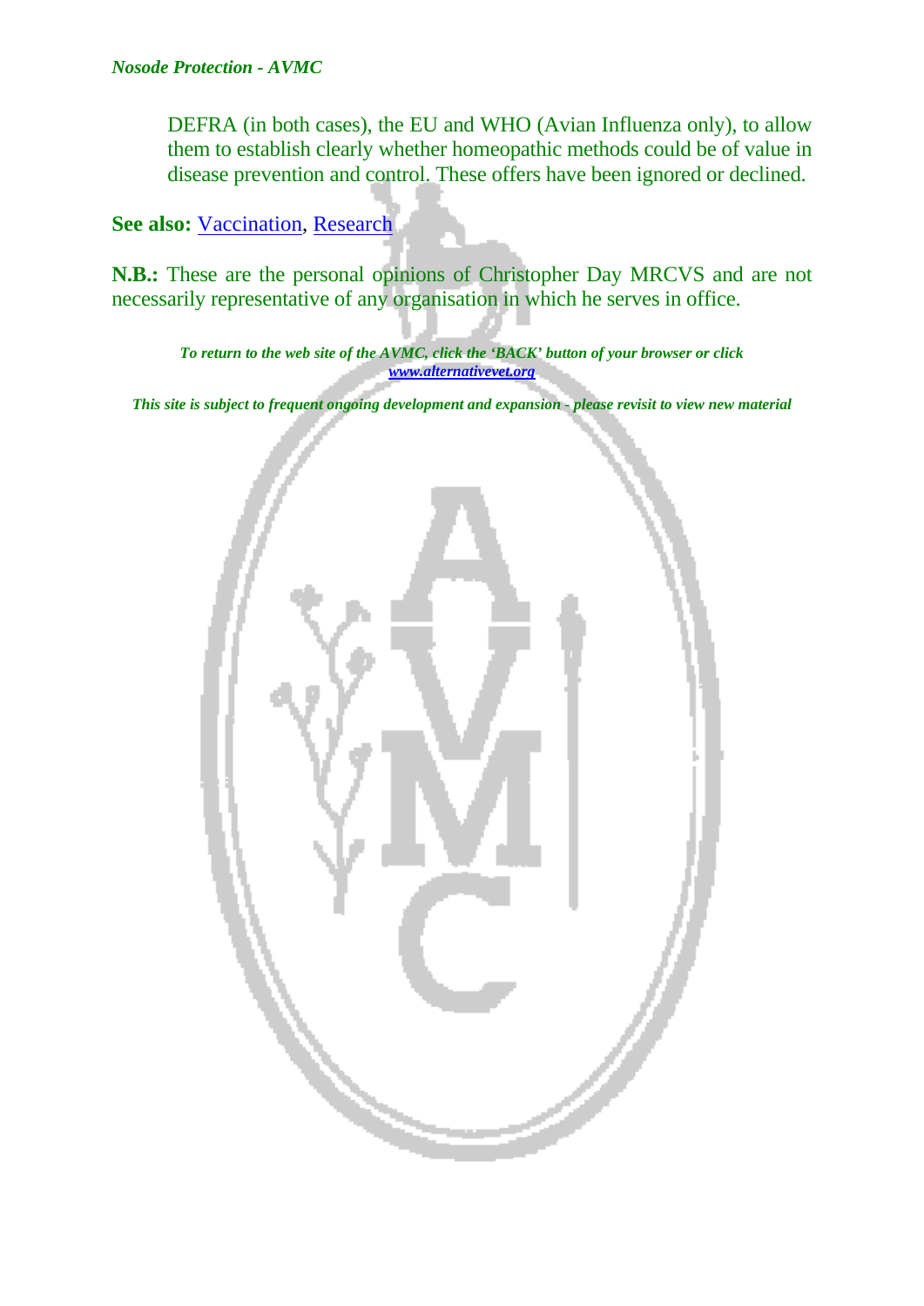DEFRA (in both cases), the EU and WHO (Avian Influenza only), to allow them to establish clearly whether homeopathic methods could be of value in disease prevention and control. These offers have been ignored or declined.

**See also:** Vaccination, Research

**N.B.:** These are the personal opinions of Christopher Day MRCVS and are not necessarily representative of any organisation in which he serves in office.

***To return to the web site of the AVMC, click the 'BACK' button of your browser or click www.alternativevet.org***

***This site is subject to frequent ongoing development and expansion - please revisit to view new material***